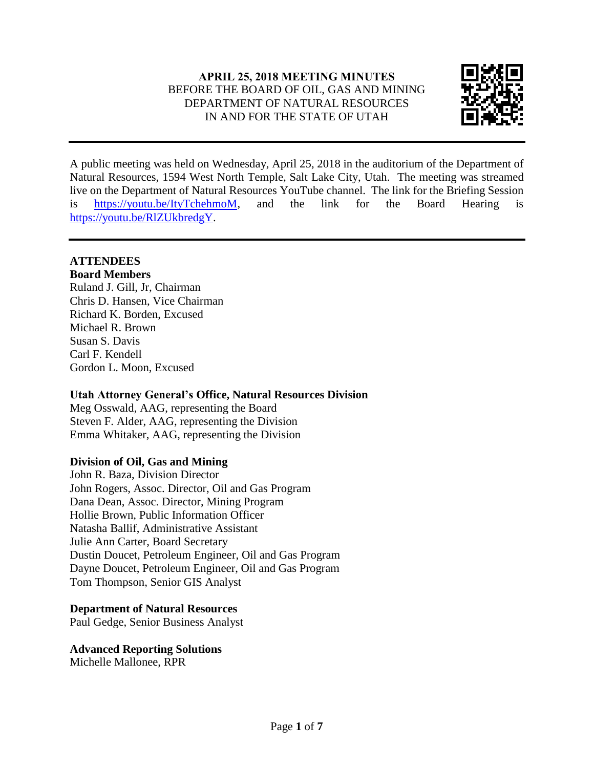**APRIL 25, 2018 MEETING MINUTES**
BEFORE THE BOARD OF OIL, GAS AND MINING
DEPARTMENT OF NATURAL RESOURCES
IN AND FOR THE STATE OF UTAH

---

A public meeting was held on Wednesday, April 25, 2018 in the auditorium of the Department of Natural Resources, 1594 West North Temple, Salt Lake City, Utah. The meeting was streamed live on the Department of Natural Resources YouTube channel. The link for the Briefing Session is https://youtu.be/ItyTchehmoM, and the link for the Board Hearing is https://youtu.be/RlZUkbredgY.

---

## ATTENDEES

### Board Members

Ruland J. Gill, Jr, Chairman
Chris D. Hansen, Vice Chairman
Richard K. Borden, Excused
Michael R. Brown
Susan S. Davis
Carl F. Kendell
Gordon L. Moon, Excused

### Utah Attorney General's Office, Natural Resources Division

Meg Osswald, AAG, representing the Board
Steven F. Alder, AAG, representing the Division
Emma Whitaker, AAG, representing the Division

### Division of Oil, Gas and Mining

John R. Baza, Division Director
John Rogers, Assoc. Director, Oil and Gas Program
Dana Dean, Assoc. Director, Mining Program
Hollie Brown, Public Information Officer
Natasha Ballif, Administrative Assistant
Julie Ann Carter, Board Secretary
Dustin Doucet, Petroleum Engineer, Oil and Gas Program
Dayne Doucet, Petroleum Engineer, Oil and Gas Program
Tom Thompson, Senior GIS Analyst

### Department of Natural Resources

Paul Gedge, Senior Business Analyst

### Advanced Reporting Solutions

Michelle Mallonee, RPR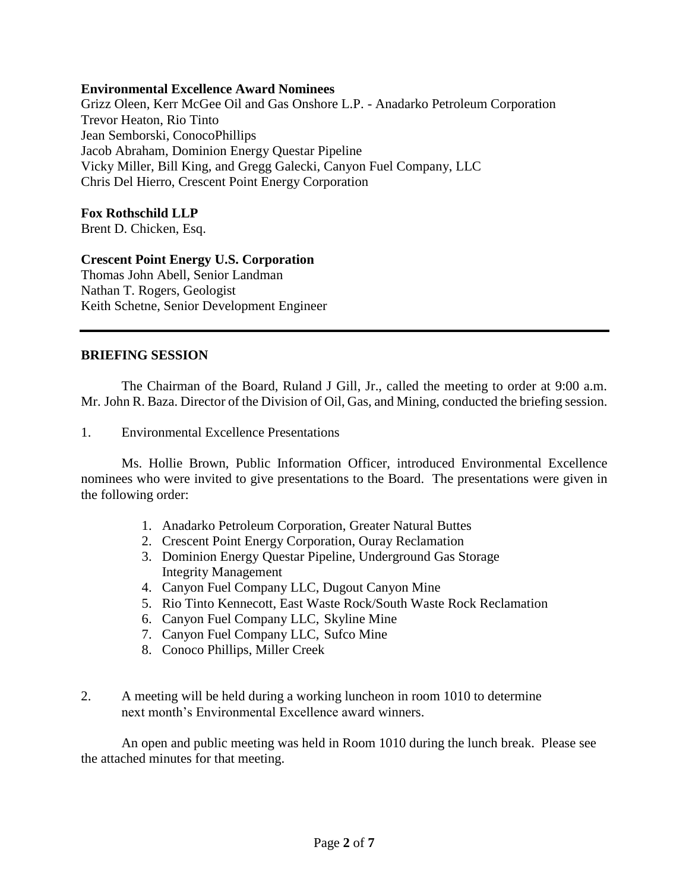**Environmental Excellence Award Nominees**
Grizz Oleen, Kerr McGee Oil and Gas Onshore L.P. - Anadarko Petroleum Corporation
Trevor Heaton, Rio Tinto
Jean Semborski, ConocoPhillips
Jacob Abraham, Dominion Energy Questar Pipeline
Vicky Miller, Bill King, and Gregg Galecki, Canyon Fuel Company, LLC
Chris Del Hierro, Crescent Point Energy Corporation

**Fox Rothschild LLP**
Brent D. Chicken, Esq.

**Crescent Point Energy U.S. Corporation**
Thomas John Abell, Senior Landman
Nathan T. Rogers, Geologist
Keith Schetne, Senior Development Engineer

---

**BRIEFING SESSION**

The Chairman of the Board, Ruland J Gill, Jr., called the meeting to order at 9:00 a.m. Mr. John R. Baza. Director of the Division of Oil, Gas, and Mining, conducted the briefing session.

1. Environmental Excellence Presentations

Ms. Hollie Brown, Public Information Officer, introduced Environmental Excellence nominees who were invited to give presentations to the Board. The presentations were given in the following order:

1. Anadarko Petroleum Corporation, Greater Natural Buttes
2. Crescent Point Energy Corporation, Ouray Reclamation
3. Dominion Energy Questar Pipeline, Underground Gas Storage Integrity Management
4. Canyon Fuel Company LLC, Dugout Canyon Mine
5. Rio Tinto Kennecott, East Waste Rock/South Waste Rock Reclamation
6. Canyon Fuel Company LLC, Skyline Mine
7. Canyon Fuel Company LLC, Sufco Mine
8. Conoco Phillips, Miller Creek

2. A meeting will be held during a working luncheon in room 1010 to determine next month's Environmental Excellence award winners.

An open and public meeting was held in Room 1010 during the lunch break. Please see the attached minutes for that meeting.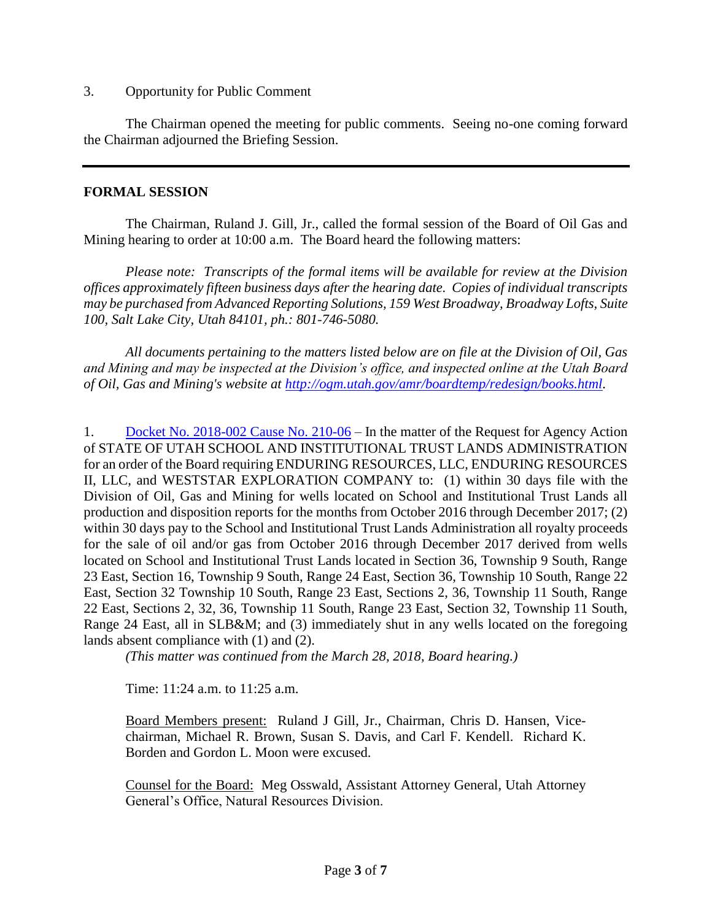3. Opportunity for Public Comment

The Chairman opened the meeting for public comments. Seeing no-one coming forward the Chairman adjourned the Briefing Session.

---

## FORMAL SESSION

The Chairman, Ruland J. Gill, Jr., called the formal session of the Board of Oil Gas and Mining hearing to order at 10:00 a.m. The Board heard the following matters:

*Please note: Transcripts of the formal items will be available for review at the Division offices approximately fifteen business days after the hearing date. Copies of individual transcripts may be purchased from Advanced Reporting Solutions, 159 West Broadway, Broadway Lofts, Suite 100, Salt Lake City, Utah 84101, ph.: 801-746-5080.*

*All documents pertaining to the matters listed below are on file at the Division of Oil, Gas and Mining and may be inspected at the Division's office, and inspected online at the Utah Board of Oil, Gas and Mining's website at [http://ogm.utah.gov/amr/boardtemp/redesign/books.html](http://ogm.utah.gov/amr/boardtemp/redesign/books.html).*

1. Docket No. 2018-002 Cause No. 210-06 – In the matter of the Request for Agency Action of STATE OF UTAH SCHOOL AND INSTITUTIONAL TRUST LANDS ADMINISTRATION for an order of the Board requiring ENDURING RESOURCES, LLC, ENDURING RESOURCES II, LLC, and WESTSTAR EXPLORATION COMPANY to: (1) within 30 days file with the Division of Oil, Gas and Mining for wells located on School and Institutional Trust Lands all production and disposition reports for the months from October 2016 through December 2017; (2) within 30 days pay to the School and Institutional Trust Lands Administration all royalty proceeds for the sale of oil and/or gas from October 2016 through December 2017 derived from wells located on School and Institutional Trust Lands located in Section 36, Township 9 South, Range 23 East, Section 16, Township 9 South, Range 24 East, Section 36, Township 10 South, Range 22 East, Section 32 Township 10 South, Range 23 East, Sections 2, 36, Township 11 South, Range 22 East, Sections 2, 32, 36, Township 11 South, Range 23 East, Section 32, Township 11 South, Range 24 East, all in SLB&M; and (3) immediately shut in any wells located on the foregoing lands absent compliance with (1) and (2).
*(This matter was continued from the March 28, 2018, Board hearing.)*

Time: 11:24 a.m. to 11:25 a.m.

Board Members present: Ruland J Gill, Jr., Chairman, Chris D. Hansen, Vice-chairman, Michael R. Brown, Susan S. Davis, and Carl F. Kendell. Richard K. Borden and Gordon L. Moon were excused.

Counsel for the Board: Meg Osswald, Assistant Attorney General, Utah Attorney General's Office, Natural Resources Division.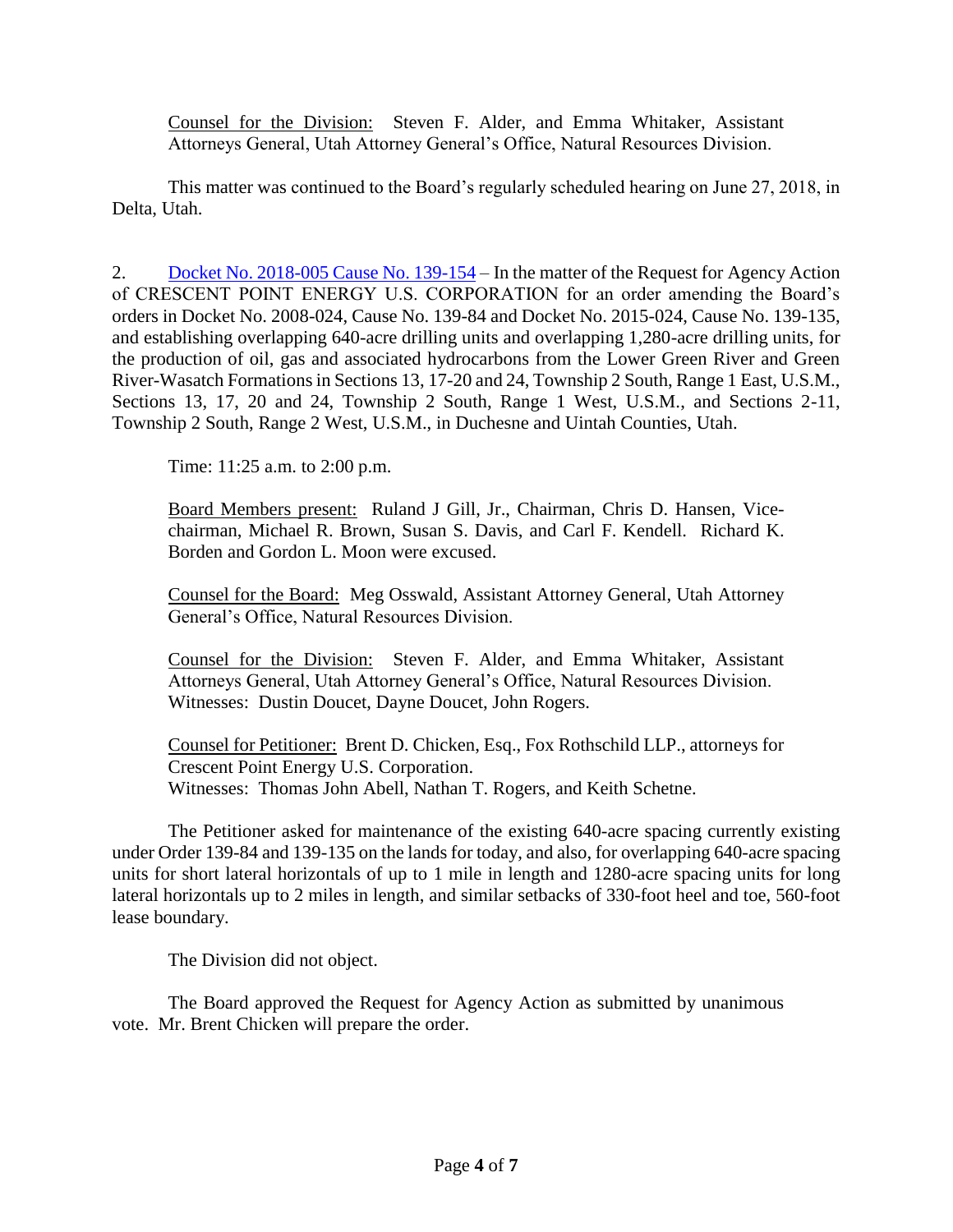Counsel for the Division: Steven F. Alder, and Emma Whitaker, Assistant Attorneys General, Utah Attorney General's Office, Natural Resources Division.

This matter was continued to the Board's regularly scheduled hearing on June 27, 2018, in Delta, Utah.

2. Docket No. 2018-005 Cause No. 139-154 – In the matter of the Request for Agency Action of CRESCENT POINT ENERGY U.S. CORPORATION for an order amending the Board's orders in Docket No. 2008-024, Cause No. 139-84 and Docket No. 2015-024, Cause No. 139-135, and establishing overlapping 640-acre drilling units and overlapping 1,280-acre drilling units, for the production of oil, gas and associated hydrocarbons from the Lower Green River and Green River-Wasatch Formations in Sections 13, 17-20 and 24, Township 2 South, Range 1 East, U.S.M., Sections 13, 17, 20 and 24, Township 2 South, Range 1 West, U.S.M., and Sections 2-11, Township 2 South, Range 2 West, U.S.M., in Duchesne and Uintah Counties, Utah.

Time: 11:25 a.m. to 2:00 p.m.

Board Members present: Ruland J Gill, Jr., Chairman, Chris D. Hansen, Vice-chairman, Michael R. Brown, Susan S. Davis, and Carl F. Kendell. Richard K. Borden and Gordon L. Moon were excused.

Counsel for the Board: Meg Osswald, Assistant Attorney General, Utah Attorney General's Office, Natural Resources Division.

Counsel for the Division: Steven F. Alder, and Emma Whitaker, Assistant Attorneys General, Utah Attorney General's Office, Natural Resources Division.
Witnesses: Dustin Doucet, Dayne Doucet, John Rogers.

Counsel for Petitioner: Brent D. Chicken, Esq., Fox Rothschild LLP., attorneys for Crescent Point Energy U.S. Corporation.
Witnesses: Thomas John Abell, Nathan T. Rogers, and Keith Schetne.

The Petitioner asked for maintenance of the existing 640-acre spacing currently existing under Order 139-84 and 139-135 on the lands for today, and also, for overlapping 640-acre spacing units for short lateral horizontals of up to 1 mile in length and 1280-acre spacing units for long lateral horizontals up to 2 miles in length, and similar setbacks of 330-foot heel and toe, 560-foot lease boundary.

The Division did not object.

The Board approved the Request for Agency Action as submitted by unanimous vote. Mr. Brent Chicken will prepare the order.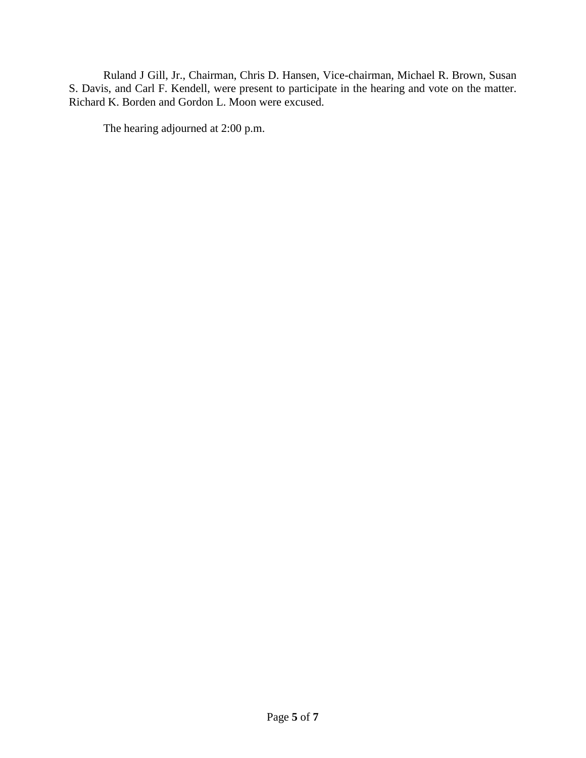Ruland J Gill, Jr., Chairman, Chris D. Hansen, Vice-chairman, Michael R. Brown, Susan S. Davis, and Carl F. Kendell, were present to participate in the hearing and vote on the matter. Richard K. Borden and Gordon L. Moon were excused.

The hearing adjourned at 2:00 p.m.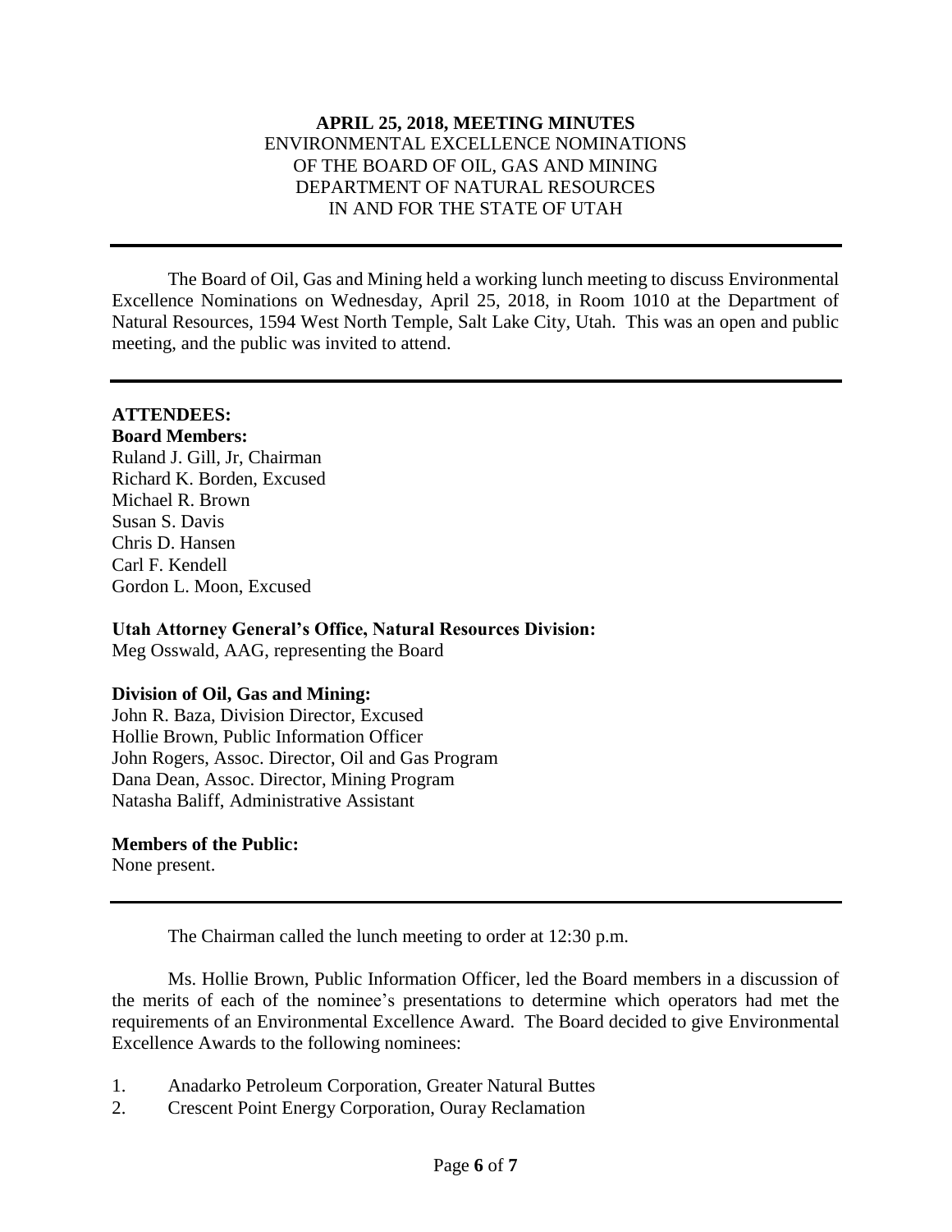**APRIL 25, 2018, MEETING MINUTES**
ENVIRONMENTAL EXCELLENCE NOMINATIONS
OF THE BOARD OF OIL, GAS AND MINING
DEPARTMENT OF NATURAL RESOURCES
IN AND FOR THE STATE OF UTAH

---

The Board of Oil, Gas and Mining held a working lunch meeting to discuss Environmental Excellence Nominations on Wednesday, April 25, 2018, in Room 1010 at the Department of Natural Resources, 1594 West North Temple, Salt Lake City, Utah. This was an open and public meeting, and the public was invited to attend.

---

**ATTENDEES:**

**Board Members:**
Ruland J. Gill, Jr, Chairman
Richard K. Borden, Excused
Michael R. Brown
Susan S. Davis
Chris D. Hansen
Carl F. Kendell
Gordon L. Moon, Excused

**Utah Attorney General's Office, Natural Resources Division:**
Meg Osswald, AAG, representing the Board

**Division of Oil, Gas and Mining:**
John R. Baza, Division Director, Excused
Hollie Brown, Public Information Officer
John Rogers, Assoc. Director, Oil and Gas Program
Dana Dean, Assoc. Director, Mining Program
Natasha Baliff, Administrative Assistant

**Members of the Public:**
None present.

---

The Chairman called the lunch meeting to order at 12:30 p.m.

Ms. Hollie Brown, Public Information Officer, led the Board members in a discussion of the merits of each of the nominee's presentations to determine which operators had met the requirements of an Environmental Excellence Award. The Board decided to give Environmental Excellence Awards to the following nominees:

1. Anadarko Petroleum Corporation, Greater Natural Buttes
2. Crescent Point Energy Corporation, Ouray Reclamation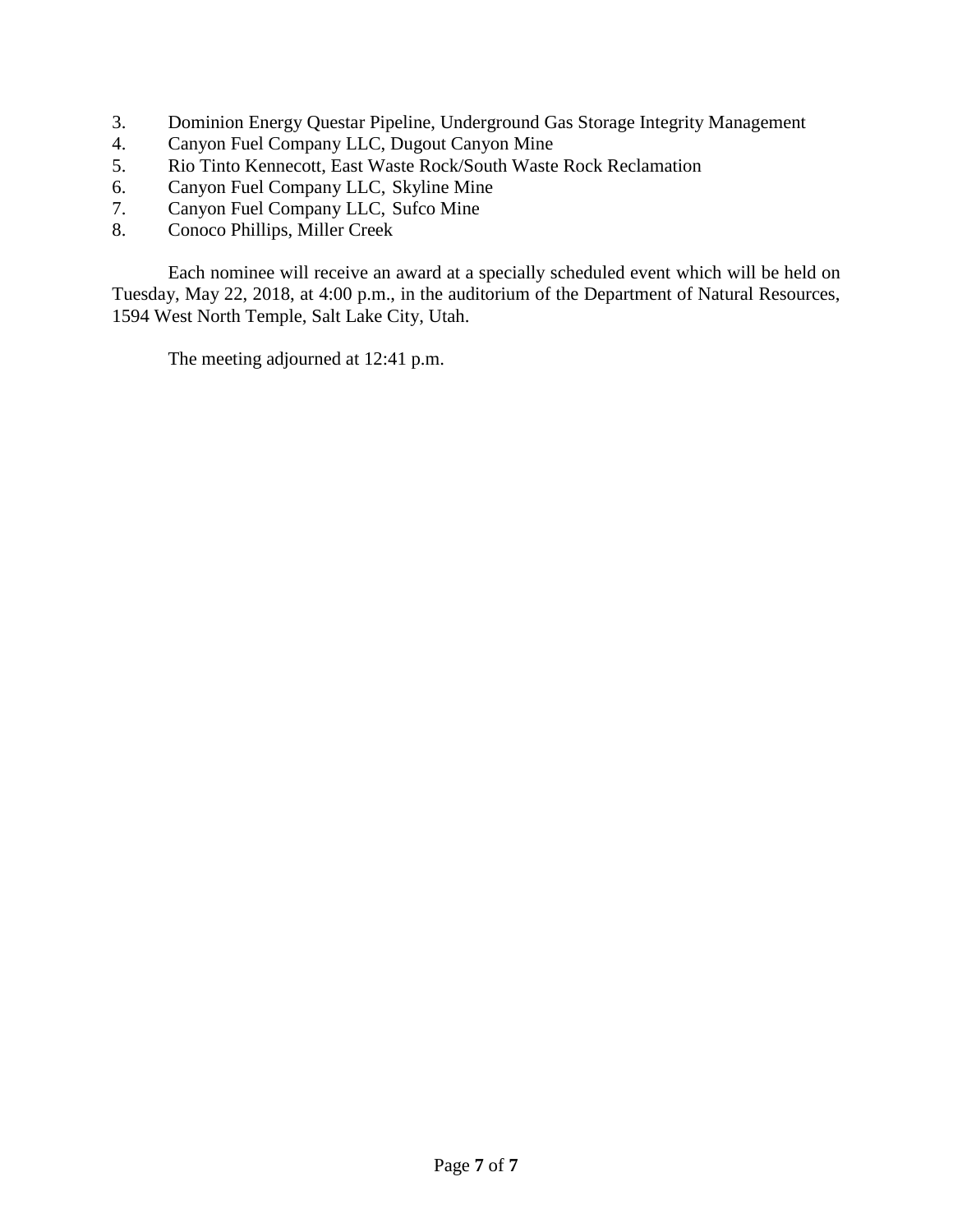3. Dominion Energy Questar Pipeline, Underground Gas Storage Integrity Management
4. Canyon Fuel Company LLC, Dugout Canyon Mine
5. Rio Tinto Kennecott, East Waste Rock/South Waste Rock Reclamation
6. Canyon Fuel Company LLC, Skyline Mine
7. Canyon Fuel Company LLC, Sufco Mine
8. Conoco Phillips, Miller Creek

Each nominee will receive an award at a specially scheduled event which will be held on Tuesday, May 22, 2018, at 4:00 p.m., in the auditorium of the Department of Natural Resources, 1594 West North Temple, Salt Lake City, Utah.

The meeting adjourned at 12:41 p.m.